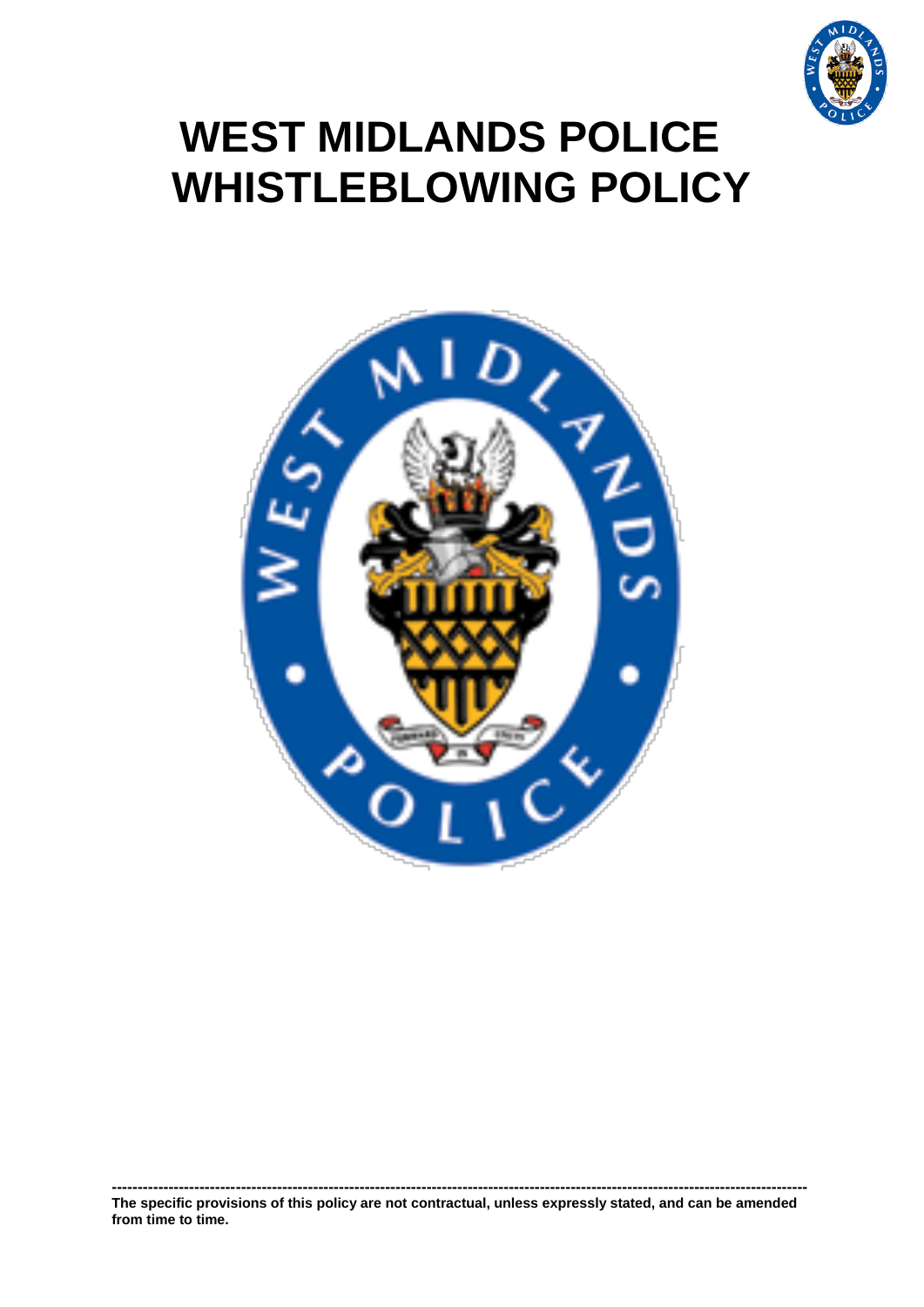# WEST MIDLANDS POLICE WHISTLEBLOWING POLICY

---

**The specific provisions of this policy are not contractual, unless expressly stated, and can be amended from time to time.**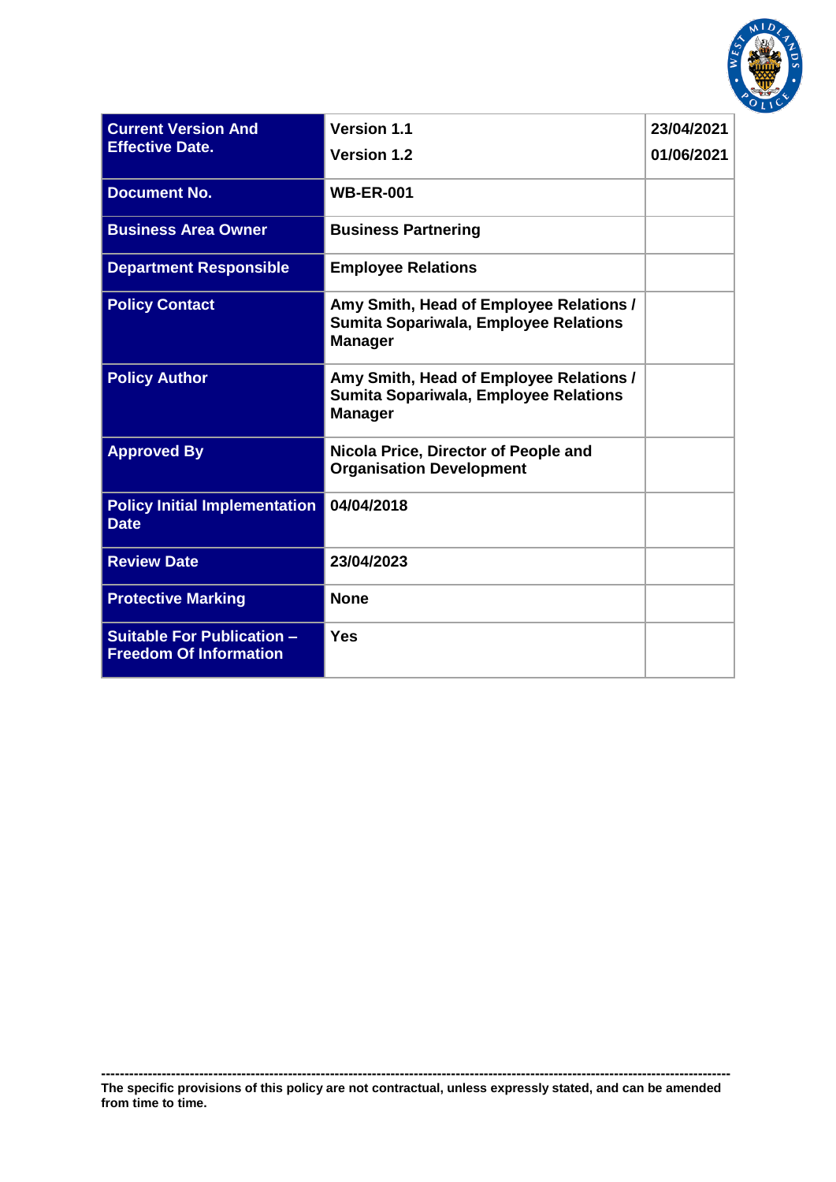| **Current Version And Effective Date.** | **Version 1.1**<br>**Version 1.2** | **23/04/2021**<br>**01/06/2021** |
| --- | --- | --- |
| **Document No.** | **WB-ER-001** | |
| **Business Area Owner** | **Business Partnering** | |
| **Department Responsible** | **Employee Relations** | |
| **Policy Contact** | **Amy Smith, Head of Employee Relations / Sumita Sopariwala, Employee Relations Manager** | |
| **Policy Author** | **Amy Smith, Head of Employee Relations / Sumita Sopariwala, Employee Relations Manager** | |
| **Approved By** | **Nicola Price, Director of People and Organisation Development** | |
| **Policy Initial Implementation Date** | **04/04/2018** | |
| **Review Date** | **23/04/2023** | |
| **Protective Marking** | **None** | |
| **Suitable For Publication – Freedom Of Information** | **Yes** | |

---

**The specific provisions of this policy are not contractual, unless expressly stated, and can be amended from time to time.**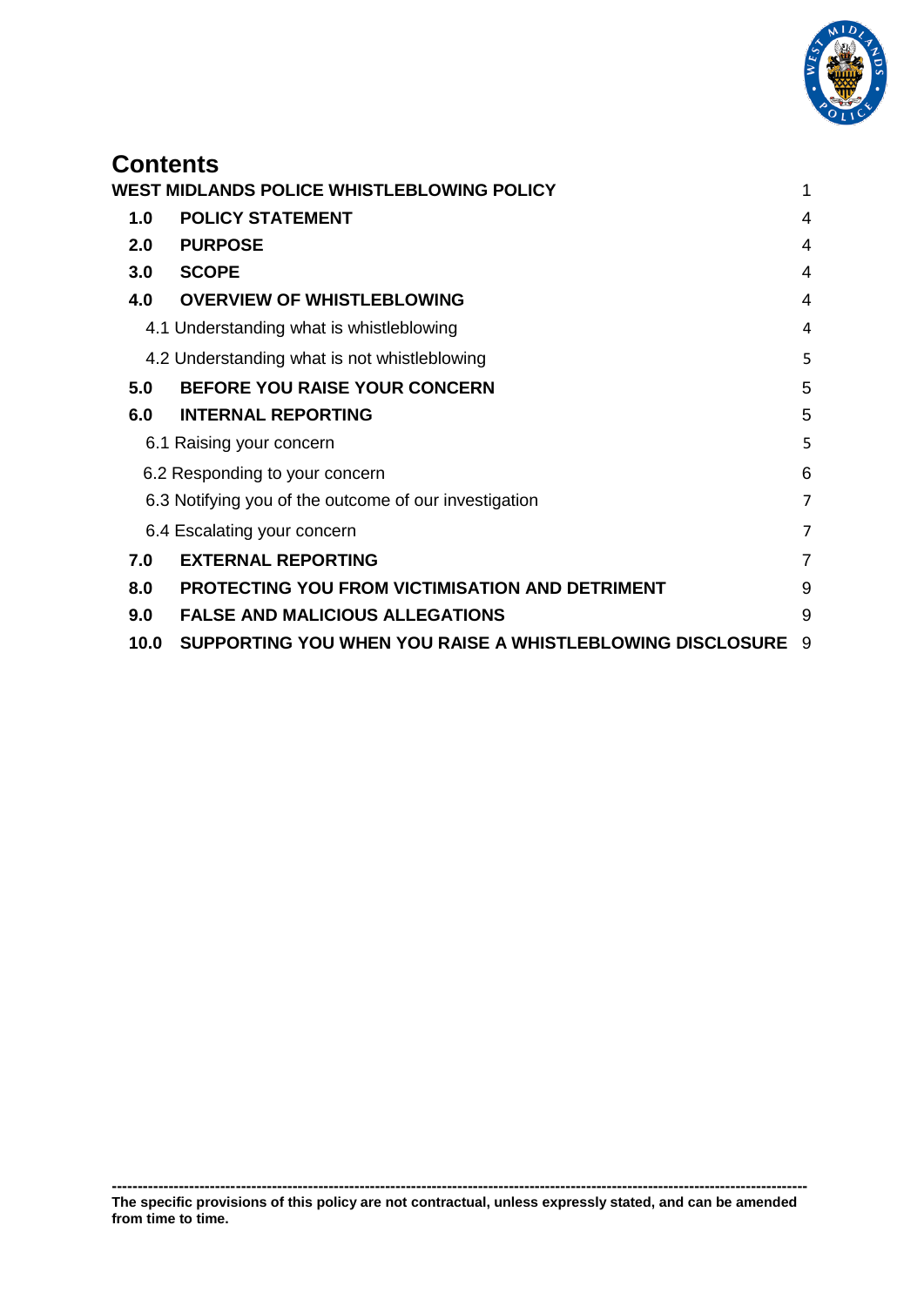# Contents

| | | |
|---|---|---|
| **WEST MIDLANDS POLICE WHISTLEBLOWING POLICY** | | 1 |
| **1.0** | **POLICY STATEMENT** | 4 |
| **2.0** | **PURPOSE** | 4 |
| **3.0** | **SCOPE** | 4 |
| **4.0** | **OVERVIEW OF WHISTLEBLOWING** | 4 |
| | 4.1 Understanding what is whistleblowing | 4 |
| | 4.2 Understanding what is not whistleblowing | 5 |
| **5.0** | **BEFORE YOU RAISE YOUR CONCERN** | 5 |
| **6.0** | **INTERNAL REPORTING** | 5 |
| | 6.1 Raising your concern | 5 |
| | 6.2 Responding to your concern | 6 |
| | 6.3 Notifying you of the outcome of our investigation | 7 |
| | 6.4 Escalating your concern | 7 |
| **7.0** | **EXTERNAL REPORTING** | 7 |
| **8.0** | **PROTECTING YOU FROM VICTIMISATION AND DETRIMENT** | 9 |
| **9.0** | **FALSE AND MALICIOUS ALLEGATIONS** | 9 |
| **10.0** | **SUPPORTING YOU WHEN YOU RAISE A WHISTLEBLOWING DISCLOSURE** | 9 |

---

**The specific provisions of this policy are not contractual, unless expressly stated, and can be amended from time to time.**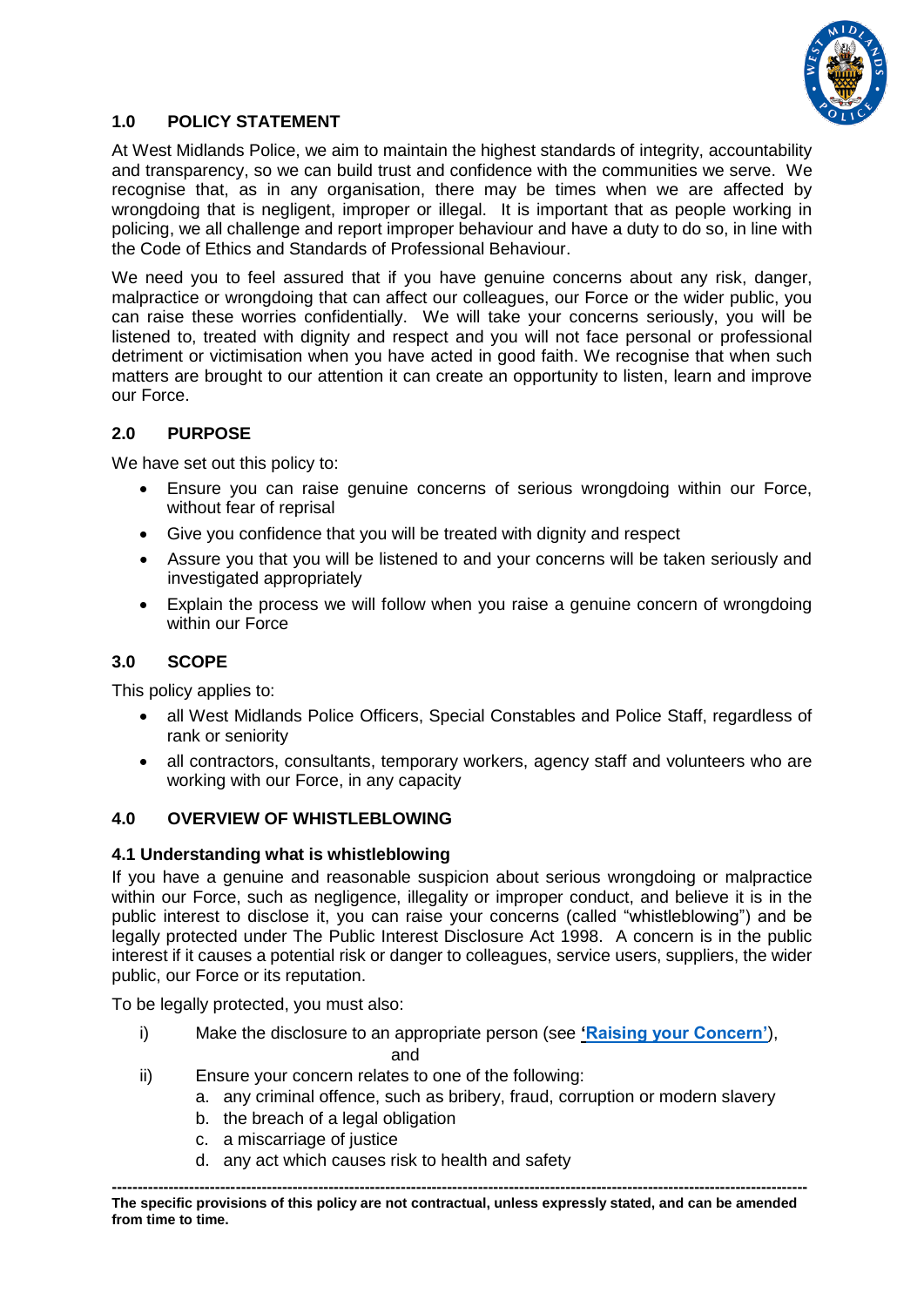## 1.0 POLICY STATEMENT

At West Midlands Police, we aim to maintain the highest standards of integrity, accountability and transparency, so we can build trust and confidence with the communities we serve. We recognise that, as in any organisation, there may be times when we are affected by wrongdoing that is negligent, improper or illegal. It is important that as people working in policing, we all challenge and report improper behaviour and have a duty to do so, in line with the Code of Ethics and Standards of Professional Behaviour.

We need you to feel assured that if you have genuine concerns about any risk, danger, malpractice or wrongdoing that can affect our colleagues, our Force or the wider public, you can raise these worries confidentially. We will take your concerns seriously, you will be listened to, treated with dignity and respect and you will not face personal or professional detriment or victimisation when you have acted in good faith. We recognise that when such matters are brought to our attention it can create an opportunity to listen, learn and improve our Force.

## 2.0 PURPOSE

We have set out this policy to:

- Ensure you can raise genuine concerns of serious wrongdoing within our Force, without fear of reprisal
- Give you confidence that you will be treated with dignity and respect
- Assure you that you will be listened to and your concerns will be taken seriously and investigated appropriately
- Explain the process we will follow when you raise a genuine concern of wrongdoing within our Force

## 3.0 SCOPE

This policy applies to:

- all West Midlands Police Officers, Special Constables and Police Staff, regardless of rank or seniority
- all contractors, consultants, temporary workers, agency staff and volunteers who are working with our Force, in any capacity

## 4.0 OVERVIEW OF WHISTLEBLOWING

### 4.1 Understanding what is whistleblowing

If you have a genuine and reasonable suspicion about serious wrongdoing or malpractice within our Force, such as negligence, illegality or improper conduct, and believe it is in the public interest to disclose it, you can raise your concerns (called "whistleblowing") and be legally protected under The Public Interest Disclosure Act 1998. A concern is in the public interest if it causes a potential risk or danger to colleagues, service users, suppliers, the wider public, our Force or its reputation.

To be legally protected, you must also:

i) Make the disclosure to an appropriate person (see **'Raising your Concern'**),

and

ii) Ensure your concern relates to one of the following:

  a. any criminal offence, such as bribery, fraud, corruption or modern slavery
  b. the breach of a legal obligation
  c. a miscarriage of justice
  d. any act which causes risk to health and safety

---

**The specific provisions of this policy are not contractual, unless expressly stated, and can be amended from time to time.**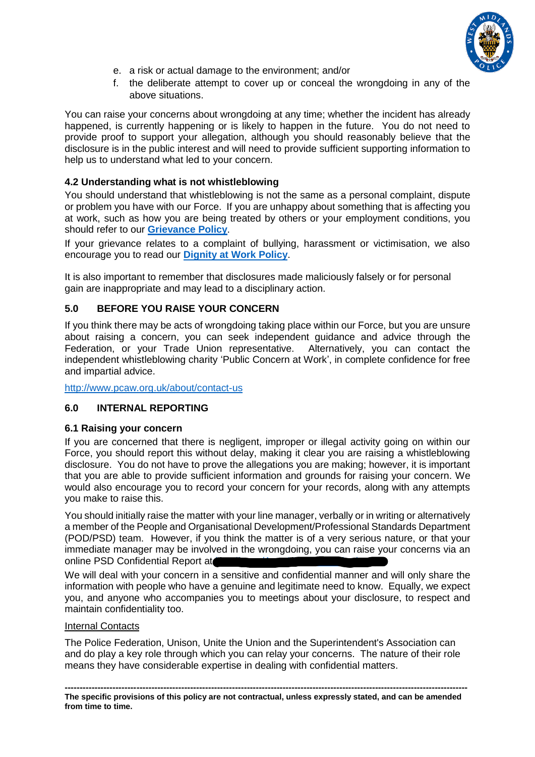e. a risk or actual damage to the environment; and/or
f. the deliberate attempt to cover up or conceal the wrongdoing in any of the above situations.

You can raise your concerns about wrongdoing at any time; whether the incident has already happened, is currently happening or is likely to happen in the future. You do not need to provide proof to support your allegation, although you should reasonably believe that the disclosure is in the public interest and will need to provide sufficient supporting information to help us to understand what led to your concern.

### 4.2 Understanding what is not whistleblowing

You should understand that whistleblowing is not the same as a personal complaint, dispute or problem you have with our Force. If you are unhappy about something that is affecting you at work, such as how you are being treated by others or your employment conditions, you should refer to our **Grievance Policy**.

If your grievance relates to a complaint of bullying, harassment or victimisation, we also encourage you to read our **Dignity at Work Policy**.

It is also important to remember that disclosures made maliciously falsely or for personal gain are inappropriate and may lead to a disciplinary action.

## 5.0 BEFORE YOU RAISE YOUR CONCERN

If you think there may be acts of wrongdoing taking place within our Force, but you are unsure about raising a concern, you can seek independent guidance and advice through the Federation, or your Trade Union representative. Alternatively, you can contact the independent whistleblowing charity 'Public Concern at Work', in complete confidence for free and impartial advice.

http://www.pcaw.org.uk/about/contact-us

## 6.0 INTERNAL REPORTING

### 6.1 Raising your concern

If you are concerned that there is negligent, improper or illegal activity going on within our Force, you should report this without delay, making it clear you are raising a whistleblowing disclosure. You do not have to prove the allegations you are making; however, it is important that you are able to provide sufficient information and grounds for raising your concern. We would also encourage you to record your concern for your records, along with any attempts you make to raise this.

You should initially raise the matter with your line manager, verbally or in writing or alternatively a member of the People and Organisational Development/Professional Standards Department (POD/PSD) team. However, if you think the matter is of a very serious nature, or that your immediate manager may be involved in the wrongdoing, you can raise your concerns via an online PSD Confidential Report at [REDACTED]

We will deal with your concern in a sensitive and confidential manner and will only share the information with people who have a genuine and legitimate need to know. Equally, we expect you, and anyone who accompanies you to meetings about your disclosure, to respect and maintain confidentiality too.

Internal Contacts

The Police Federation, Unison, Unite the Union and the Superintendent's Association can and do play a key role through which you can relay your concerns. The nature of their role means they have considerable expertise in dealing with confidential matters.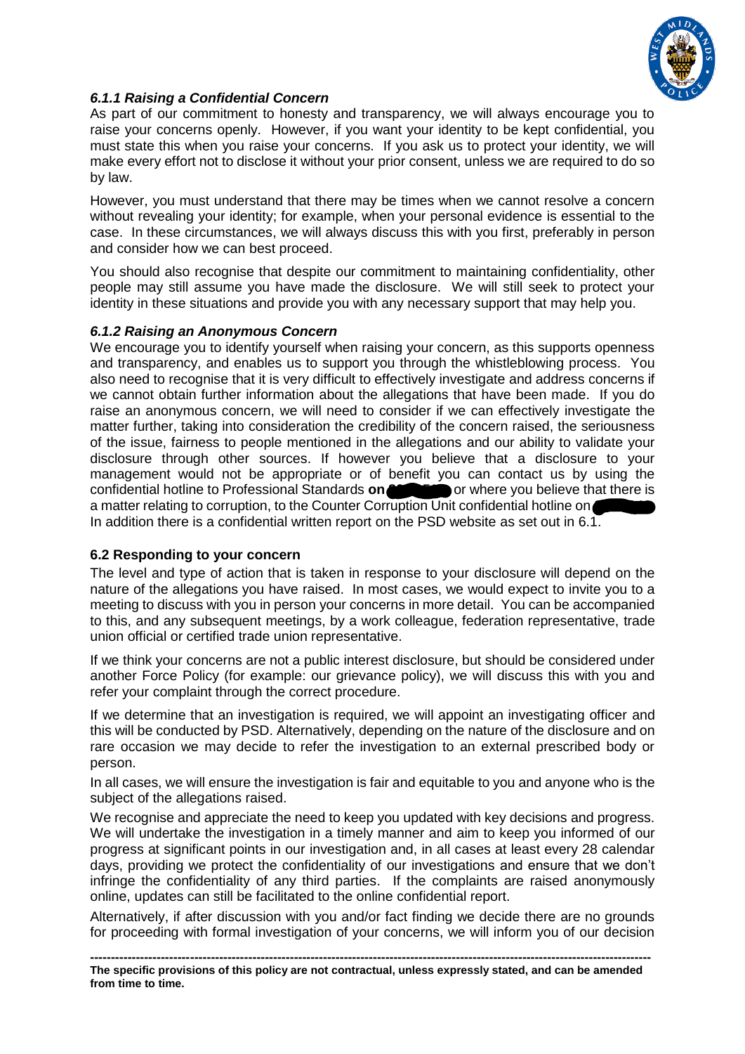### *6.1.1 Raising a Confidential Concern*

As part of our commitment to honesty and transparency, we will always encourage you to raise your concerns openly. However, if you want your identity to be kept confidential, you must state this when you raise your concerns. If you ask us to protect your identity, we will make every effort not to disclose it without your prior consent, unless we are required to do so by law.

However, you must understand that there may be times when we cannot resolve a concern without revealing your identity; for example, when your personal evidence is essential to the case. In these circumstances, we will always discuss this with you first, preferably in person and consider how we can best proceed.

You should also recognise that despite our commitment to maintaining confidentiality, other people may still assume you have made the disclosure. We will still seek to protect your identity in these situations and provide you with any necessary support that may help you.

### *6.1.2 Raising an Anonymous Concern*

We encourage you to identify yourself when raising your concern, as this supports openness and transparency, and enables us to support you through the whistleblowing process. You also need to recognise that it is very difficult to effectively investigate and address concerns if we cannot obtain further information about the allegations that have been made. If you do raise an anonymous concern, we will need to consider if we can effectively investigate the matter further, taking into consideration the credibility of the concern raised, the seriousness of the issue, fairness to people mentioned in the allegations and our ability to validate your disclosure through other sources. If however you believe that a disclosure to your management would not be appropriate or of benefit you can contact us by using the confidential hotline to Professional Standards **on** [redacted] or where you believe that there is a matter relating to corruption, to the Counter Corruption Unit confidential hotline on [redacted] In addition there is a confidential written report on the PSD website as set out in 6.1.

### **6.2 Responding to your concern**

The level and type of action that is taken in response to your disclosure will depend on the nature of the allegations you have raised. In most cases, we would expect to invite you to a meeting to discuss with you in person your concerns in more detail. You can be accompanied to this, and any subsequent meetings, by a work colleague, federation representative, trade union official or certified trade union representative.

If we think your concerns are not a public interest disclosure, but should be considered under another Force Policy (for example: our grievance policy), we will discuss this with you and refer your complaint through the correct procedure.

If we determine that an investigation is required, we will appoint an investigating officer and this will be conducted by PSD. Alternatively, depending on the nature of the disclosure and on rare occasion we may decide to refer the investigation to an external prescribed body or person.

In all cases, we will ensure the investigation is fair and equitable to you and anyone who is the subject of the allegations raised.

We recognise and appreciate the need to keep you updated with key decisions and progress. We will undertake the investigation in a timely manner and aim to keep you informed of our progress at significant points in our investigation and, in all cases at least every 28 calendar days, providing we protect the confidentiality of our investigations and ensure that we don't infringe the confidentiality of any third parties. If the complaints are raised anonymously online, updates can still be facilitated to the online confidential report.

Alternatively, if after discussion with you and/or fact finding we decide there are no grounds for proceeding with formal investigation of your concerns, we will inform you of our decision

**The specific provisions of this policy are not contractual, unless expressly stated, and can be amended from time to time.**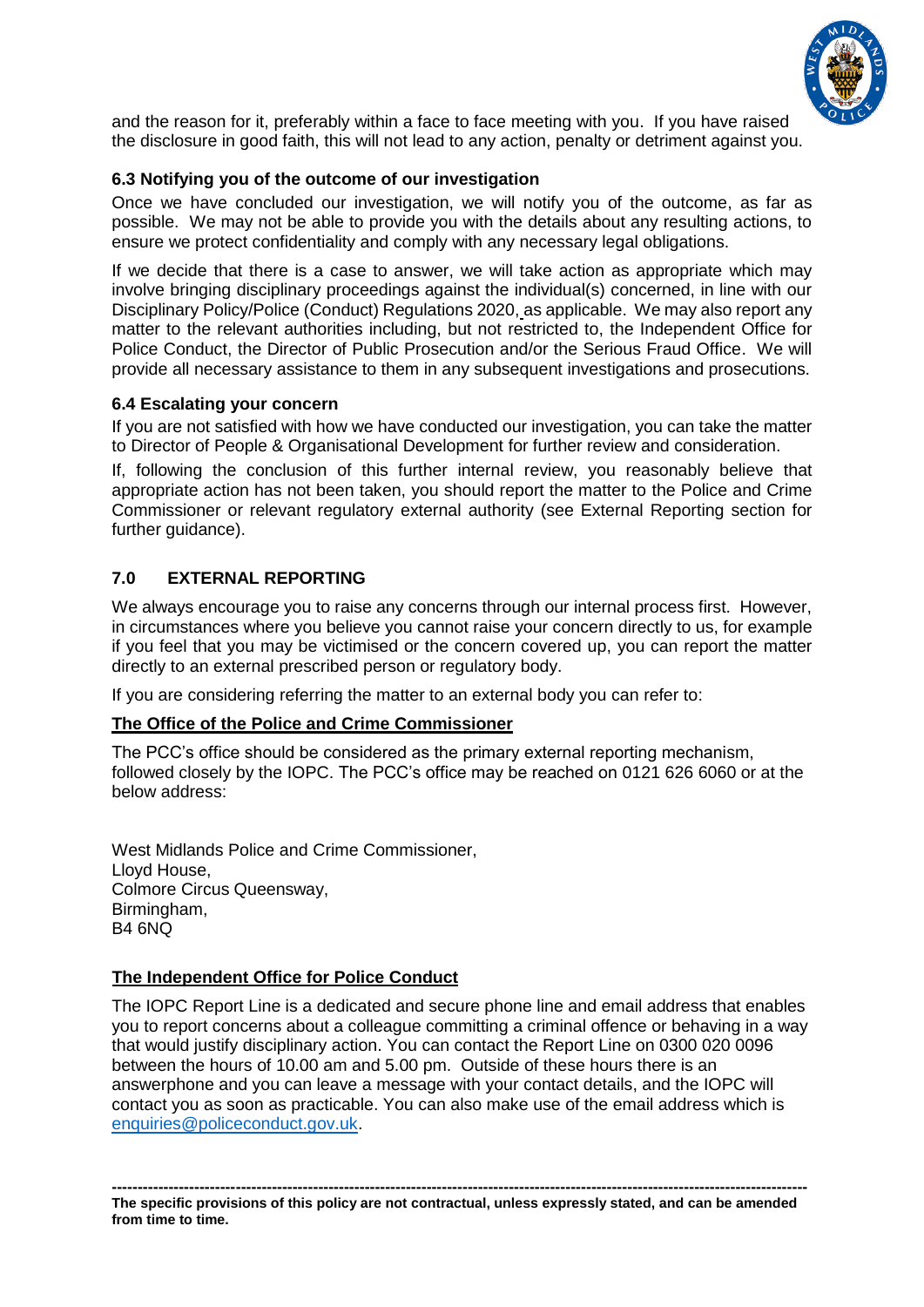and the reason for it, preferably within a face to face meeting with you. If you have raised the disclosure in good faith, this will not lead to any action, penalty or detriment against you.

### 6.3 Notifying you of the outcome of our investigation

Once we have concluded our investigation, we will notify you of the outcome, as far as possible. We may not be able to provide you with the details about any resulting actions, to ensure we protect confidentiality and comply with any necessary legal obligations.

If we decide that there is a case to answer, we will take action as appropriate which may involve bringing disciplinary proceedings against the individual(s) concerned, in line with our Disciplinary Policy/Police (Conduct) Regulations 2020, as applicable. We may also report any matter to the relevant authorities including, but not restricted to, the Independent Office for Police Conduct, the Director of Public Prosecution and/or the Serious Fraud Office. We will provide all necessary assistance to them in any subsequent investigations and prosecutions.

### 6.4 Escalating your concern

If you are not satisfied with how we have conducted our investigation, you can take the matter to Director of People & Organisational Development for further review and consideration.

If, following the conclusion of this further internal review, you reasonably believe that appropriate action has not been taken, you should report the matter to the Police and Crime Commissioner or relevant regulatory external authority (see External Reporting section for further guidance).

## 7.0 EXTERNAL REPORTING

We always encourage you to raise any concerns through our internal process first. However, in circumstances where you believe you cannot raise your concern directly to us, for example if you feel that you may be victimised or the concern covered up, you can report the matter directly to an external prescribed person or regulatory body.

If you are considering referring the matter to an external body you can refer to:

**The Office of the Police and Crime Commissioner**

The PCC's office should be considered as the primary external reporting mechanism, followed closely by the IOPC. The PCC's office may be reached on 0121 626 6060 or at the below address:

West Midlands Police and Crime Commissioner,
Lloyd House,
Colmore Circus Queensway,
Birmingham,
B4 6NQ

**The Independent Office for Police Conduct**

The IOPC Report Line is a dedicated and secure phone line and email address that enables you to report concerns about a colleague committing a criminal offence or behaving in a way that would justify disciplinary action. You can contact the Report Line on 0300 020 0096 between the hours of 10.00 am and 5.00 pm. Outside of these hours there is an answerphone and you can leave a message with your contact details, and the IOPC will contact you as soon as practicable. You can also make use of the email address which is enquiries@policeconduct.gov.uk.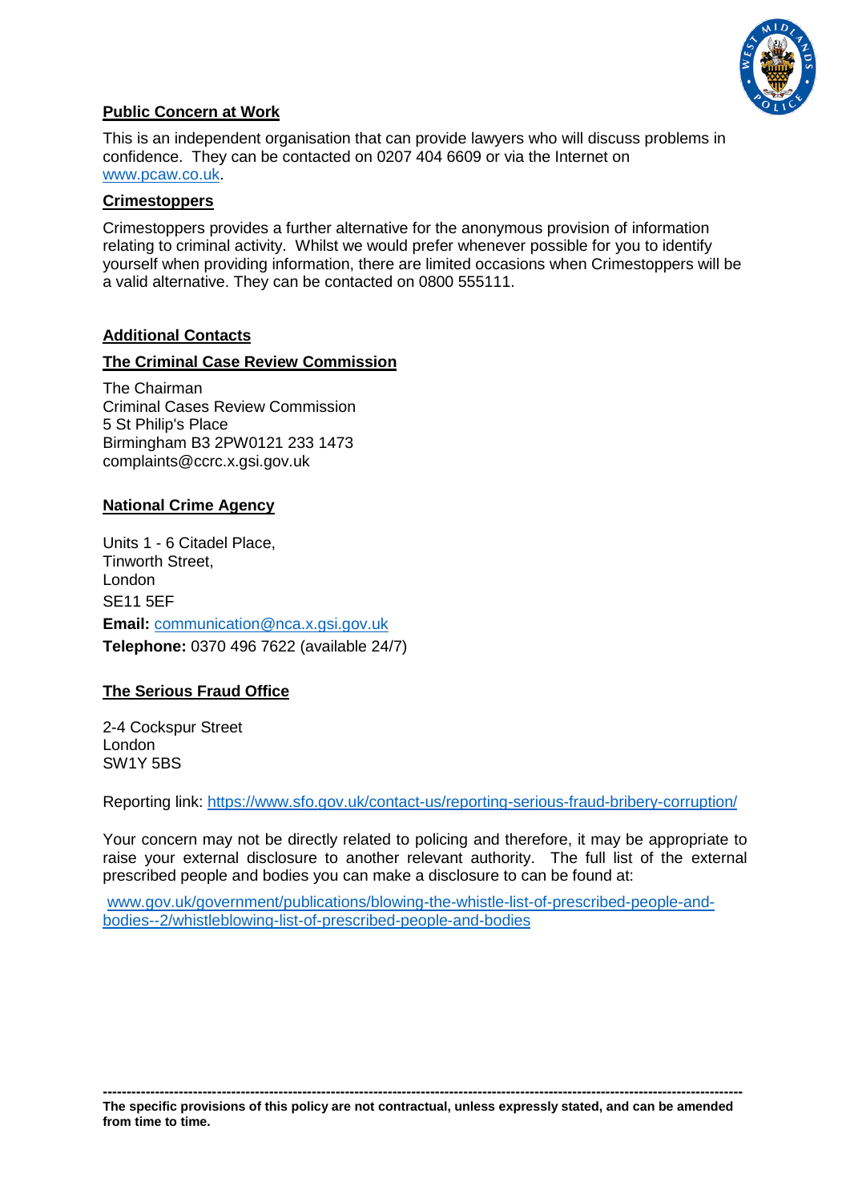**Public Concern at Work**

This is an independent organisation that can provide lawyers who will discuss problems in confidence. They can be contacted on 0207 404 6609 or via the Internet on www.pcaw.co.uk.

**Crimestoppers**

Crimestoppers provides a further alternative for the anonymous provision of information relating to criminal activity. Whilst we would prefer whenever possible for you to identify yourself when providing information, there are limited occasions when Crimestoppers will be a valid alternative. They can be contacted on 0800 555111.

**Additional Contacts**

**The Criminal Case Review Commission**

The Chairman
Criminal Cases Review Commission
5 St Philip's Place
Birmingham B3 2PW0121 233 1473
complaints@ccrc.x.gsi.gov.uk

**National Crime Agency**

Units 1 - 6 Citadel Place,
Tinworth Street,
London
SE11 5EF
**Email:** communication@nca.x.gsi.gov.uk
**Telephone:** 0370 496 7622 (available 24/7)

**The Serious Fraud Office**

2-4 Cockspur Street
London
SW1Y 5BS

Reporting link: https://www.sfo.gov.uk/contact-us/reporting-serious-fraud-bribery-corruption/

Your concern may not be directly related to policing and therefore, it may be appropriate to raise your external disclosure to another relevant authority. The full list of the external prescribed people and bodies you can make a disclosure to can be found at:

www.gov.uk/government/publications/blowing-the-whistle-list-of-prescribed-people-and-bodies--2/whistleblowing-list-of-prescribed-people-and-bodies

---

**The specific provisions of this policy are not contractual, unless expressly stated, and can be amended from time to time.**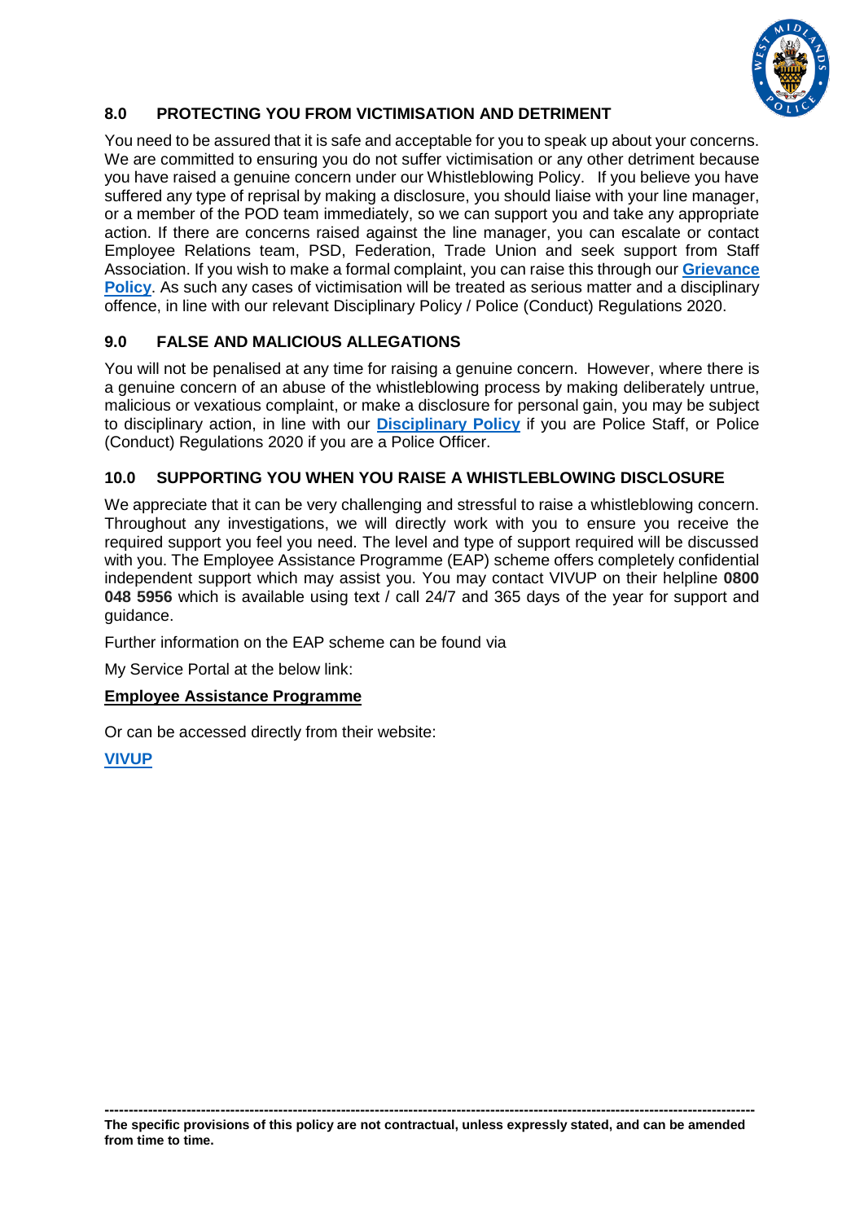## 8.0 PROTECTING YOU FROM VICTIMISATION AND DETRIMENT

You need to be assured that it is safe and acceptable for you to speak up about your concerns. We are committed to ensuring you do not suffer victimisation or any other detriment because you have raised a genuine concern under our Whistleblowing Policy. If you believe you have suffered any type of reprisal by making a disclosure, you should liaise with your line manager, or a member of the POD team immediately, so we can support you and take any appropriate action. If there are concerns raised against the line manager, you can escalate or contact Employee Relations team, PSD, Federation, Trade Union and seek support from Staff Association. If you wish to make a formal complaint, you can raise this through our **Grievance Policy**. As such any cases of victimisation will be treated as serious matter and a disciplinary offence, in line with our relevant Disciplinary Policy / Police (Conduct) Regulations 2020.

## 9.0 FALSE AND MALICIOUS ALLEGATIONS

You will not be penalised at any time for raising a genuine concern. However, where there is a genuine concern of an abuse of the whistleblowing process by making deliberately untrue, malicious or vexatious complaint, or make a disclosure for personal gain, you may be subject to disciplinary action, in line with our **Disciplinary Policy** if you are Police Staff, or Police (Conduct) Regulations 2020 if you are a Police Officer.

## 10.0 SUPPORTING YOU WHEN YOU RAISE A WHISTLEBLOWING DISCLOSURE

We appreciate that it can be very challenging and stressful to raise a whistleblowing concern. Throughout any investigations, we will directly work with you to ensure you receive the required support you feel you need. The level and type of support required will be discussed with you. The Employee Assistance Programme (EAP) scheme offers completely confidential independent support which may assist you. You may contact VIVUP on their helpline **0800 048 5956** which is available using text / call 24/7 and 365 days of the year for support and guidance.

Further information on the EAP scheme can be found via

My Service Portal at the below link:

**Employee Assistance Programme**

Or can be accessed directly from their website:

**VIVUP**

---

**The specific provisions of this policy are not contractual, unless expressly stated, and can be amended from time to time.**